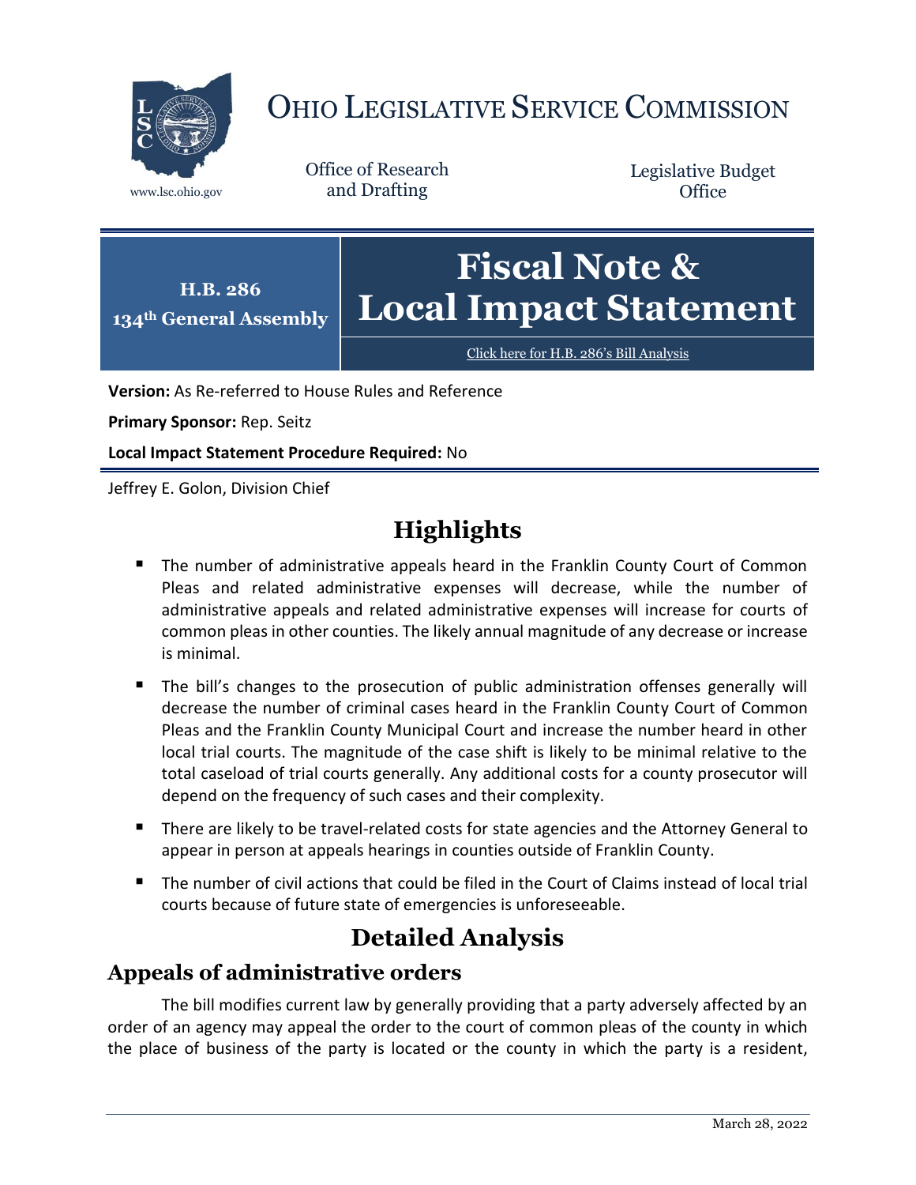# OHIO LEGISLATIVE SERVICE COMMISSION

www.lsc.ohio.gov

Office of Research and Drafting

Legislative Budget Office

**H.B. 286**
**134th General Assembly**

# Fiscal Note & Local Impact Statement

[Click here for H.B. 286's Bill Analysis](#)

**Version:** As Re-referred to House Rules and Reference

**Primary Sponsor:** Rep. Seitz

**Local Impact Statement Procedure Required:** No

Jeffrey E. Golon, Division Chief

## Highlights

- The number of administrative appeals heard in the Franklin County Court of Common Pleas and related administrative expenses will decrease, while the number of administrative appeals and related administrative expenses will increase for courts of common pleas in other counties. The likely annual magnitude of any decrease or increase is minimal.
- The bill's changes to the prosecution of public administration offenses generally will decrease the number of criminal cases heard in the Franklin County Court of Common Pleas and the Franklin County Municipal Court and increase the number heard in other local trial courts. The magnitude of the case shift is likely to be minimal relative to the total caseload of trial courts generally. Any additional costs for a county prosecutor will depend on the frequency of such cases and their complexity.
- There are likely to be travel-related costs for state agencies and the Attorney General to appear in person at appeals hearings in counties outside of Franklin County.
- The number of civil actions that could be filed in the Court of Claims instead of local trial courts because of future state of emergencies is unforeseeable.

## Detailed Analysis

### Appeals of administrative orders

The bill modifies current law by generally providing that a party adversely affected by an order of an agency may appeal the order to the court of common pleas of the county in which the place of business of the party is located or the county in which the party is a resident,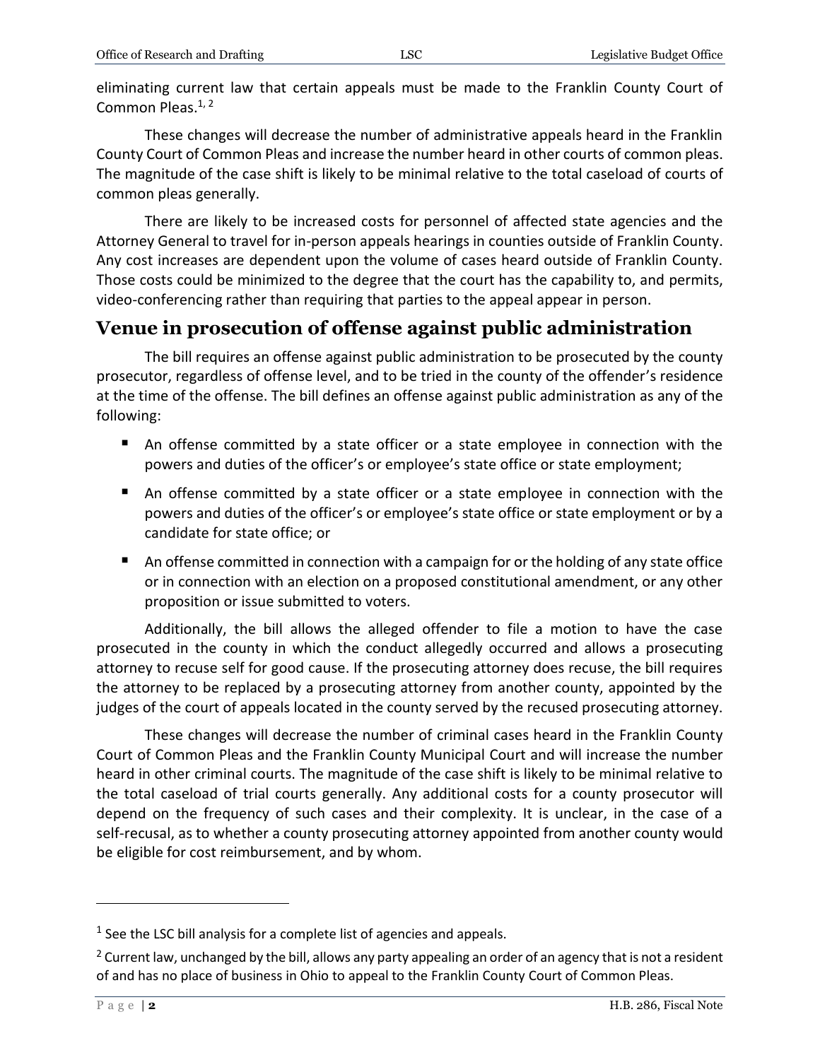eliminating current law that certain appeals must be made to the Franklin County Court of Common Pleas.[1, 2]

These changes will decrease the number of administrative appeals heard in the Franklin County Court of Common Pleas and increase the number heard in other courts of common pleas. The magnitude of the case shift is likely to be minimal relative to the total caseload of courts of common pleas generally.

There are likely to be increased costs for personnel of affected state agencies and the Attorney General to travel for in-person appeals hearings in counties outside of Franklin County. Any cost increases are dependent upon the volume of cases heard outside of Franklin County. Those costs could be minimized to the degree that the court has the capability to, and permits, video-conferencing rather than requiring that parties to the appeal appear in person.

## Venue in prosecution of offense against public administration

The bill requires an offense against public administration to be prosecuted by the county prosecutor, regardless of offense level, and to be tried in the county of the offender's residence at the time of the offense. The bill defines an offense against public administration as any of the following:

- An offense committed by a state officer or a state employee in connection with the powers and duties of the officer's or employee's state office or state employment;
- An offense committed by a state officer or a state employee in connection with the powers and duties of the officer's or employee's state office or state employment or by a candidate for state office; or
- An offense committed in connection with a campaign for or the holding of any state office or in connection with an election on a proposed constitutional amendment, or any other proposition or issue submitted to voters.

Additionally, the bill allows the alleged offender to file a motion to have the case prosecuted in the county in which the conduct allegedly occurred and allows a prosecuting attorney to recuse self for good cause. If the prosecuting attorney does recuse, the bill requires the attorney to be replaced by a prosecuting attorney from another county, appointed by the judges of the court of appeals located in the county served by the recused prosecuting attorney.

These changes will decrease the number of criminal cases heard in the Franklin County Court of Common Pleas and the Franklin County Municipal Court and will increase the number heard in other criminal courts. The magnitude of the case shift is likely to be minimal relative to the total caseload of trial courts generally. Any additional costs for a county prosecutor will depend on the frequency of such cases and their complexity. It is unclear, in the case of a self-recusal, as to whether a county prosecuting attorney appointed from another county would be eligible for cost reimbursement, and by whom.

---

[1] See the LSC bill analysis for a complete list of agencies and appeals.

[2] Current law, unchanged by the bill, allows any party appealing an order of an agency that is not a resident of and has no place of business in Ohio to appeal to the Franklin County Court of Common Pleas.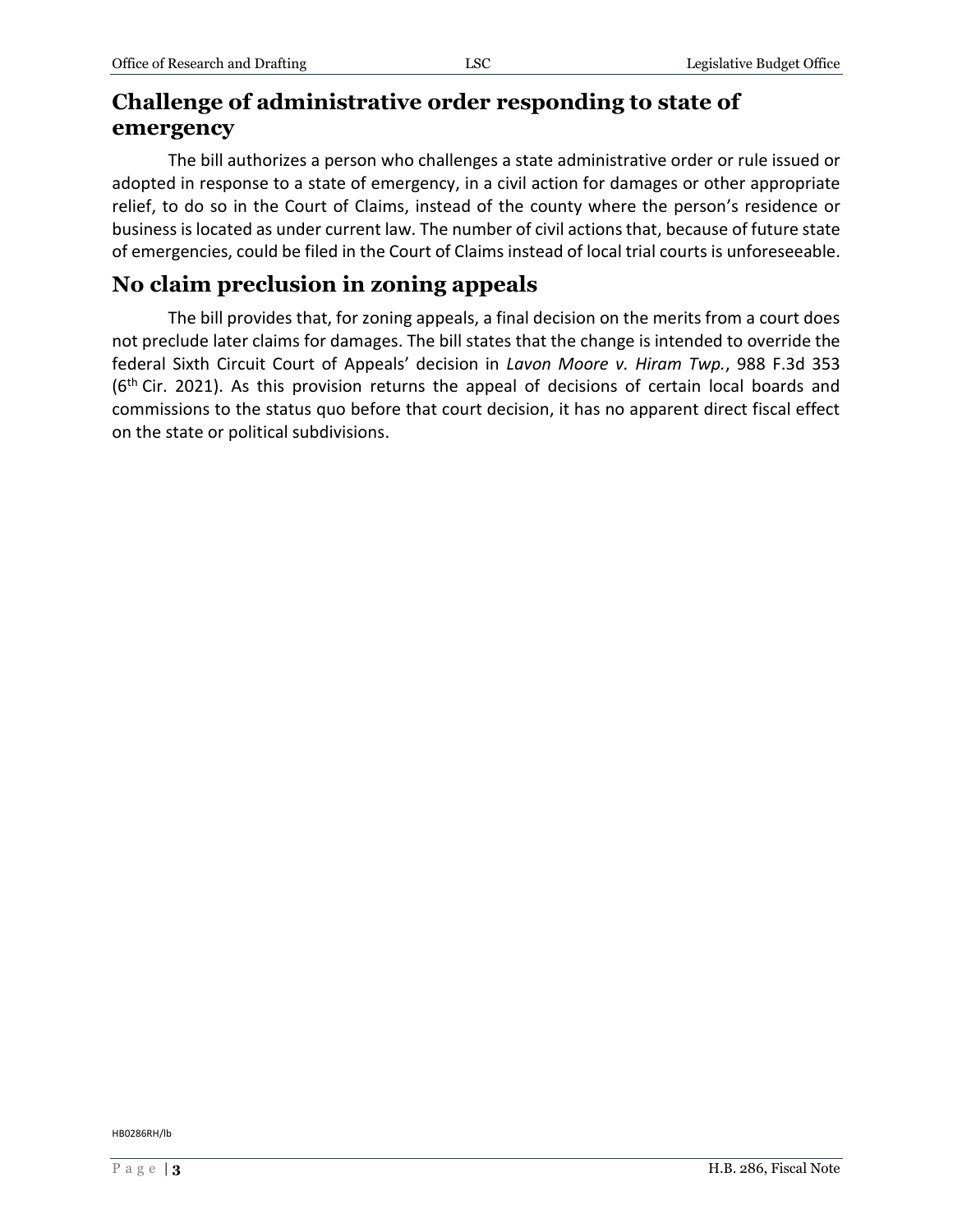## Challenge of administrative order responding to state of emergency

The bill authorizes a person who challenges a state administrative order or rule issued or adopted in response to a state of emergency, in a civil action for damages or other appropriate relief, to do so in the Court of Claims, instead of the county where the person's residence or business is located as under current law. The number of civil actions that, because of future state of emergencies, could be filed in the Court of Claims instead of local trial courts is unforeseeable.

## No claim preclusion in zoning appeals

The bill provides that, for zoning appeals, a final decision on the merits from a court does not preclude later claims for damages. The bill states that the change is intended to override the federal Sixth Circuit Court of Appeals' decision in *Lavon Moore v. Hiram Twp.*, 988 F.3d 353 (6th Cir. 2021). As this provision returns the appeal of decisions of certain local boards and commissions to the status quo before that court decision, it has no apparent direct fiscal effect on the state or political subdivisions.

HB0286RH/lb